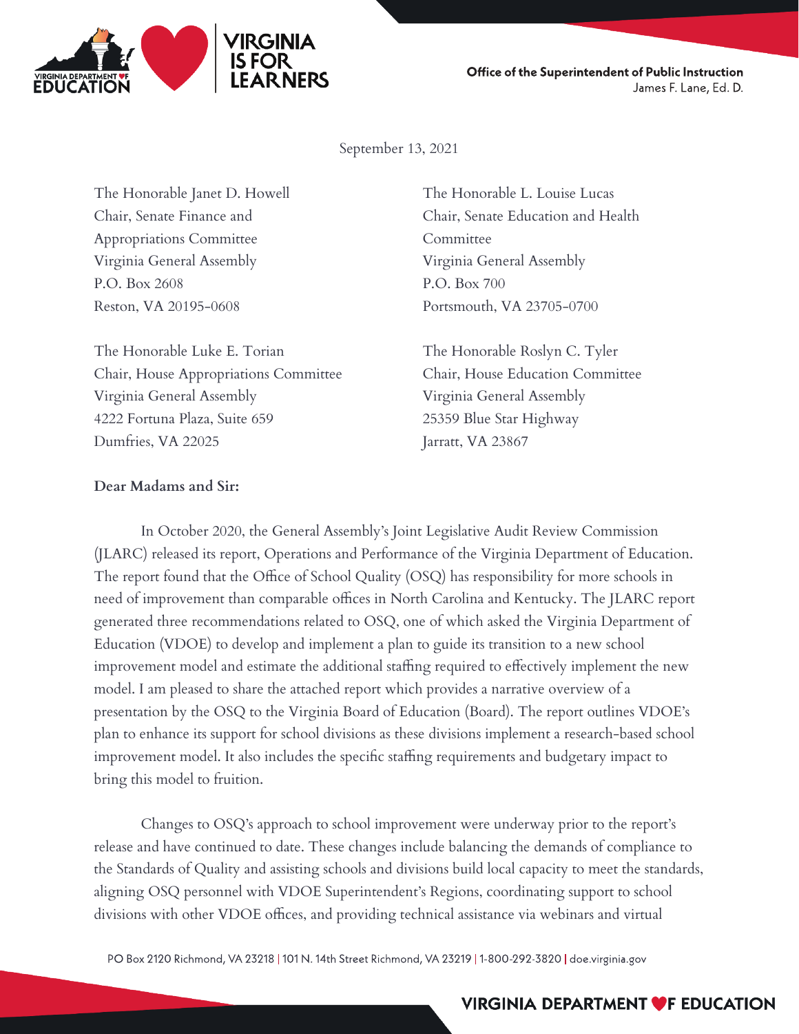Office of the Superintendent of Public Instruction
James F. Lane, Ed. D.

September 13, 2021

The Honorable Janet D. Howell
Chair, Senate Finance and Appropriations Committee
Virginia General Assembly
P.O. Box 2608
Reston, VA 20195-0608

The Honorable L. Louise Lucas
Chair, Senate Education and Health Committee
Virginia General Assembly
P.O. Box 700
Portsmouth, VA 23705-0700

The Honorable Luke E. Torian
Chair, House Appropriations Committee
Virginia General Assembly
4222 Fortuna Plaza, Suite 659
Dumfries, VA 22025

The Honorable Roslyn C. Tyler
Chair, House Education Committee
Virginia General Assembly
25359 Blue Star Highway
Jarratt, VA 23867

**Dear Madams and Sir:**

In October 2020, the General Assembly's Joint Legislative Audit Review Commission (JLARC) released its report, Operations and Performance of the Virginia Department of Education. The report found that the Office of School Quality (OSQ) has responsibility for more schools in need of improvement than comparable offices in North Carolina and Kentucky. The JLARC report generated three recommendations related to OSQ, one of which asked the Virginia Department of Education (VDOE) to develop and implement a plan to guide its transition to a new school improvement model and estimate the additional staffing required to effectively implement the new model. I am pleased to share the attached report which provides a narrative overview of a presentation by the OSQ to the Virginia Board of Education (Board). The report outlines VDOE's plan to enhance its support for school divisions as these divisions implement a research-based school improvement model. It also includes the specific staffing requirements and budgetary impact to bring this model to fruition.

Changes to OSQ's approach to school improvement were underway prior to the report's release and have continued to date. These changes include balancing the demands of compliance to the Standards of Quality and assisting schools and divisions build local capacity to meet the standards, aligning OSQ personnel with VDOE Superintendent's Regions, coordinating support to school divisions with other VDOE offices, and providing technical assistance via webinars and virtual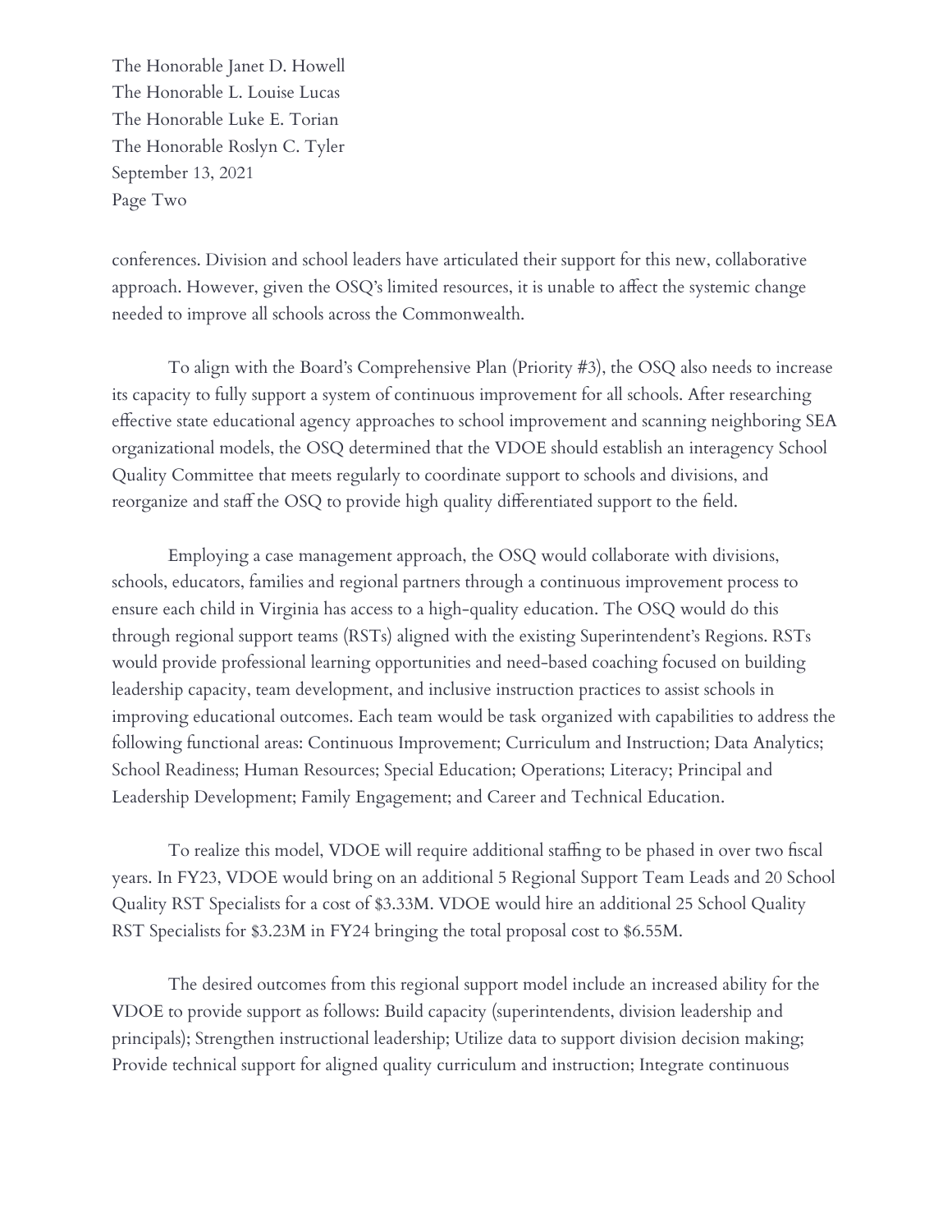conferences. Division and school leaders have articulated their support for this new, collaborative approach. However, given the OSQ's limited resources, it is unable to affect the systemic change needed to improve all schools across the Commonwealth.

To align with the Board's Comprehensive Plan (Priority #3), the OSQ also needs to increase its capacity to fully support a system of continuous improvement for all schools. After researching effective state educational agency approaches to school improvement and scanning neighboring SEA organizational models, the OSQ determined that the VDOE should establish an interagency School Quality Committee that meets regularly to coordinate support to schools and divisions, and reorganize and staff the OSQ to provide high quality differentiated support to the field.

Employing a case management approach, the OSQ would collaborate with divisions, schools, educators, families and regional partners through a continuous improvement process to ensure each child in Virginia has access to a high-quality education. The OSQ would do this through regional support teams (RSTs) aligned with the existing Superintendent's Regions. RSTs would provide professional learning opportunities and need-based coaching focused on building leadership capacity, team development, and inclusive instruction practices to assist schools in improving educational outcomes. Each team would be task organized with capabilities to address the following functional areas: Continuous Improvement; Curriculum and Instruction; Data Analytics; School Readiness; Human Resources; Special Education; Operations; Literacy; Principal and Leadership Development; Family Engagement; and Career and Technical Education.

To realize this model, VDOE will require additional staffing to be phased in over two fiscal years. In FY23, VDOE would bring on an additional 5 Regional Support Team Leads and 20 School Quality RST Specialists for a cost of $3.33M. VDOE would hire an additional 25 School Quality RST Specialists for $3.23M in FY24 bringing the total proposal cost to $6.55M.

The desired outcomes from this regional support model include an increased ability for the VDOE to provide support as follows: Build capacity (superintendents, division leadership and principals); Strengthen instructional leadership; Utilize data to support division decision making; Provide technical support for aligned quality curriculum and instruction; Integrate continuous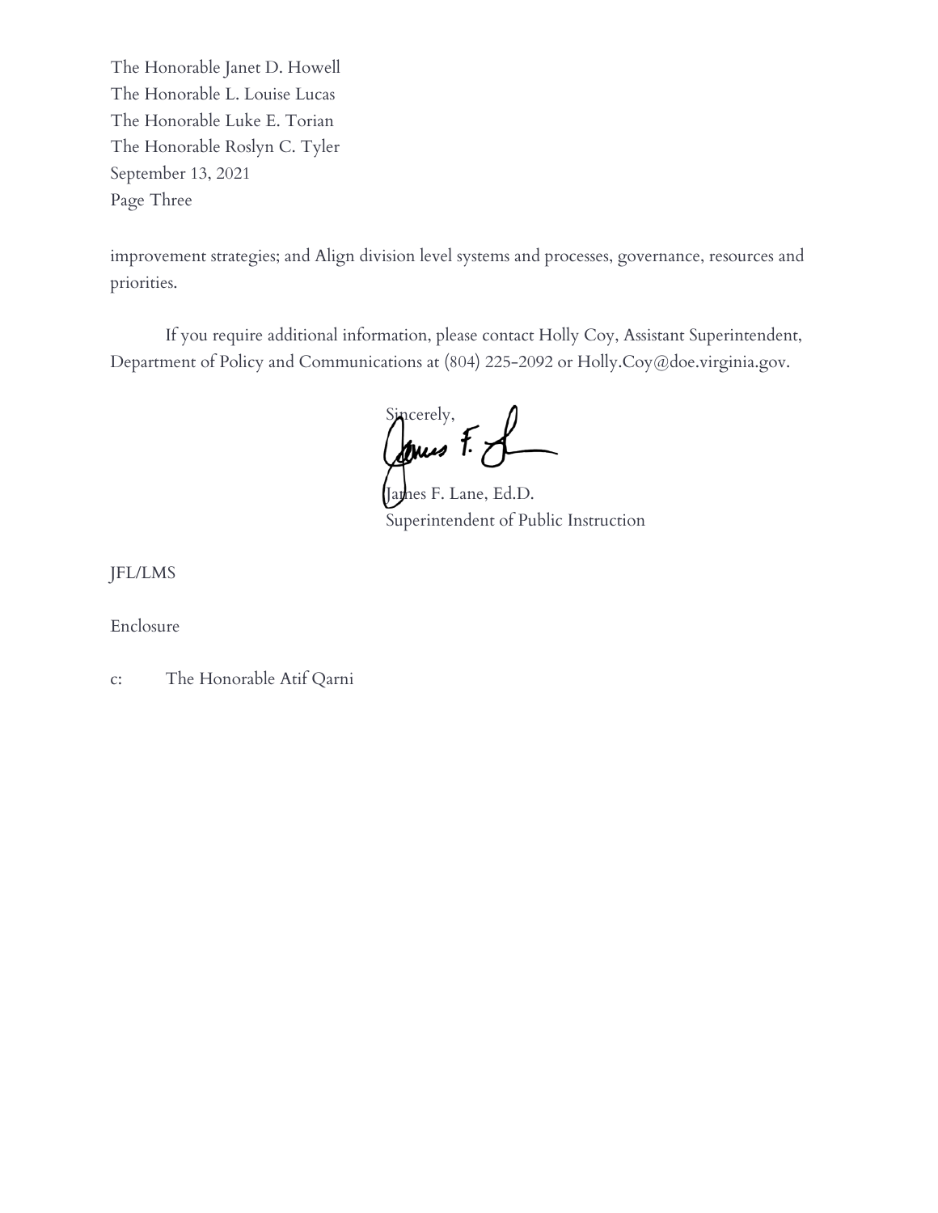The Honorable Janet D. Howell
The Honorable L. Louise Lucas
The Honorable Luke E. Torian
The Honorable Roslyn C. Tyler
September 13, 2021
Page Three

improvement strategies; and Align division level systems and processes, governance, resources and priorities.

If you require additional information, please contact Holly Coy, Assistant Superintendent, Department of Policy and Communications at (804) 225-2092 or Holly.Coy@doe.virginia.gov.

Sincerely,

James F. Lane, Ed.D.
Superintendent of Public Instruction

JFL/LMS

Enclosure

c: The Honorable Atif Qarni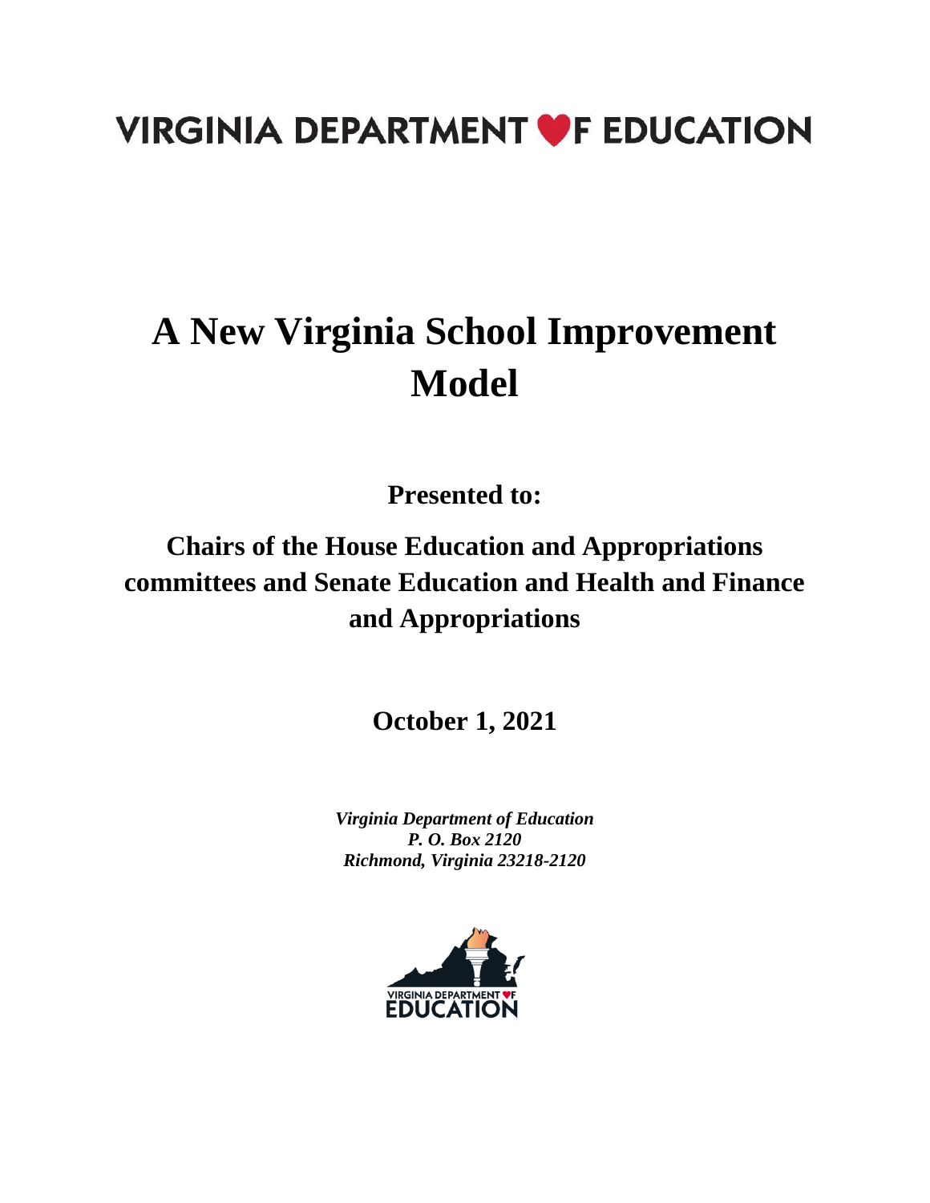# VIRGINIA DEPARTMENT OF EDUCATION

# A New Virginia School Improvement Model

**Presented to:**

**Chairs of the House Education and Appropriations committees and Senate Education and Health and Finance and Appropriations**

**October 1, 2021**

***Virginia Department of Education***
***P. O. Box 2120***
***Richmond, Virginia 23218-2120***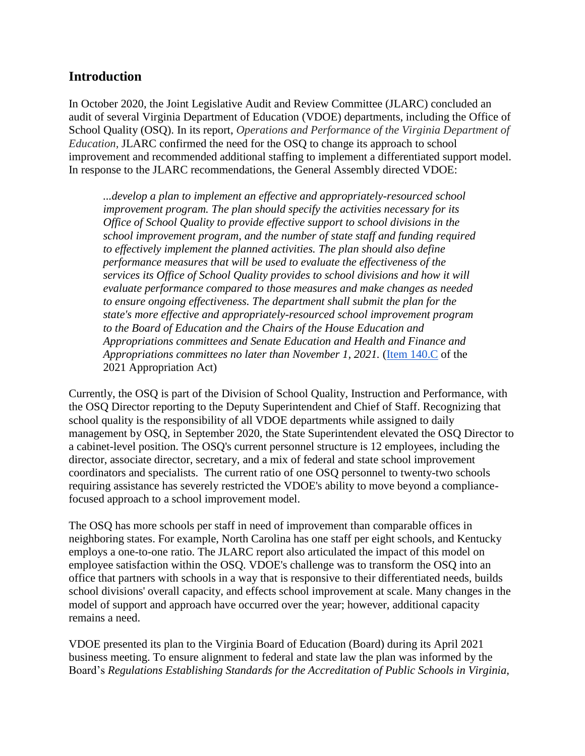## Introduction

In October 2020, the Joint Legislative Audit and Review Committee (JLARC) concluded an audit of several Virginia Department of Education (VDOE) departments, including the Office of School Quality (OSQ). In its report, *Operations and Performance of the Virginia Department of Education,* JLARC confirmed the need for the OSQ to change its approach to school improvement and recommended additional staffing to implement a differentiated support model. In response to the JLARC recommendations, the General Assembly directed VDOE:

> *...develop a plan to implement an effective and appropriately-resourced school improvement program. The plan should specify the activities necessary for its Office of School Quality to provide effective support to school divisions in the school improvement program, and the number of state staff and funding required to effectively implement the planned activities. The plan should also define performance measures that will be used to evaluate the effectiveness of the services its Office of School Quality provides to school divisions and how it will evaluate performance compared to those measures and make changes as needed to ensure ongoing effectiveness. The department shall submit the plan for the state's more effective and appropriately-resourced school improvement program to the Board of Education and the Chairs of the House Education and Appropriations committees and Senate Education and Health and Finance and Appropriations committees no later than November 1, 2021.* (Item 140.C of the 2021 Appropriation Act)

Currently, the OSQ is part of the Division of School Quality, Instruction and Performance, with the OSQ Director reporting to the Deputy Superintendent and Chief of Staff. Recognizing that school quality is the responsibility of all VDOE departments while assigned to daily management by OSQ, in September 2020, the State Superintendent elevated the OSQ Director to a cabinet-level position. The OSQ's current personnel structure is 12 employees, including the director, associate director, secretary, and a mix of federal and state school improvement coordinators and specialists. The current ratio of one OSQ personnel to twenty-two schools requiring assistance has severely restricted the VDOE's ability to move beyond a compliance-focused approach to a school improvement model.

The OSQ has more schools per staff in need of improvement than comparable offices in neighboring states. For example, North Carolina has one staff per eight schools, and Kentucky employs a one-to-one ratio. The JLARC report also articulated the impact of this model on employee satisfaction within the OSQ. VDOE's challenge was to transform the OSQ into an office that partners with schools in a way that is responsive to their differentiated needs, builds school divisions' overall capacity, and effects school improvement at scale. Many changes in the model of support and approach have occurred over the year; however, additional capacity remains a need.

VDOE presented its plan to the Virginia Board of Education (Board) during its April 2021 business meeting. To ensure alignment to federal and state law the plan was informed by the Board's *Regulations Establishing Standards for the Accreditation of Public Schools in Virginia,*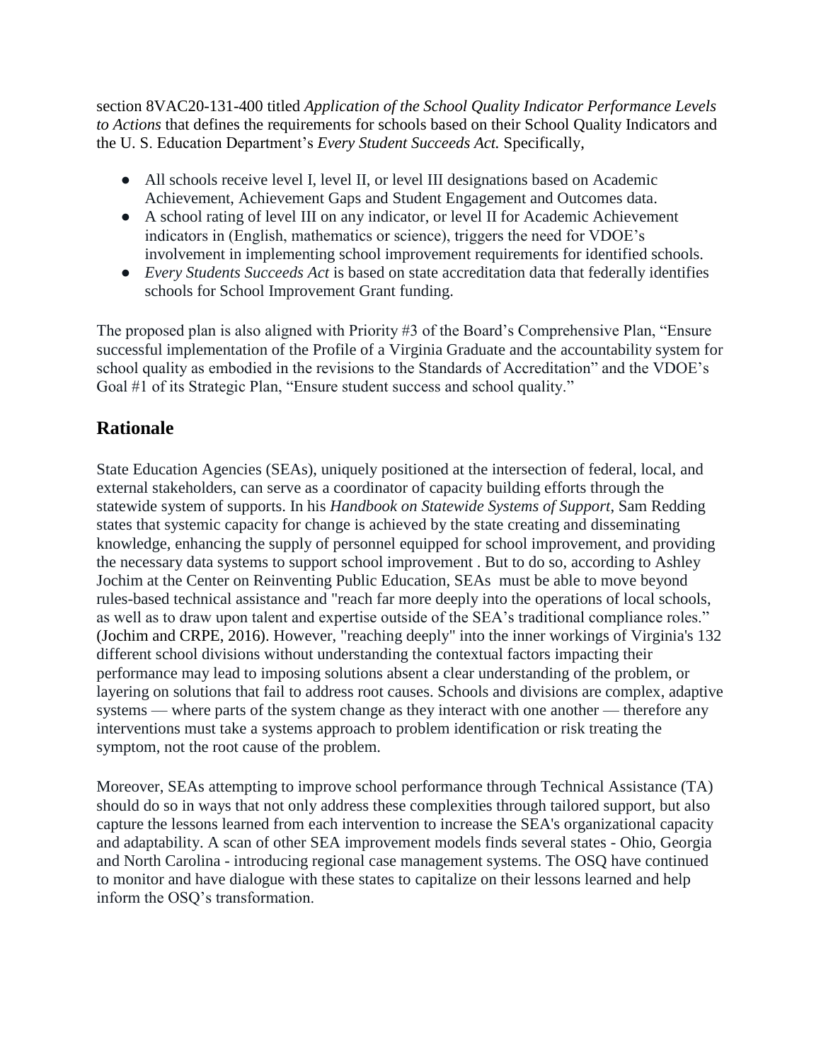section 8VAC20-131-400 titled *Application of the School Quality Indicator Performance Levels to Actions* that defines the requirements for schools based on their School Quality Indicators and the U. S. Education Department's *Every Student Succeeds Act.* Specifically,

- All schools receive level I, level II, or level III designations based on Academic Achievement, Achievement Gaps and Student Engagement and Outcomes data.
- A school rating of level III on any indicator, or level II for Academic Achievement indicators in (English, mathematics or science), triggers the need for VDOE's involvement in implementing school improvement requirements for identified schools.
- *Every Students Succeeds Act* is based on state accreditation data that federally identifies schools for School Improvement Grant funding.

The proposed plan is also aligned with Priority #3 of the Board's Comprehensive Plan, "Ensure successful implementation of the Profile of a Virginia Graduate and the accountability system for school quality as embodied in the revisions to the Standards of Accreditation" and the VDOE's Goal #1 of its Strategic Plan, "Ensure student success and school quality."

## Rationale

State Education Agencies (SEAs), uniquely positioned at the intersection of federal, local, and external stakeholders, can serve as a coordinator of capacity building efforts through the statewide system of supports. In his *Handbook on Statewide Systems of Support*, Sam Redding states that systemic capacity for change is achieved by the state creating and disseminating knowledge, enhancing the supply of personnel equipped for school improvement, and providing the necessary data systems to support school improvement . But to do so, according to Ashley Jochim at the Center on Reinventing Public Education, SEAs must be able to move beyond rules-based technical assistance and "reach far more deeply into the operations of local schools, as well as to draw upon talent and expertise outside of the SEA's traditional compliance roles." (Jochim and CRPE, 2016). However, "reaching deeply" into the inner workings of Virginia's 132 different school divisions without understanding the contextual factors impacting their performance may lead to imposing solutions absent a clear understanding of the problem, or layering on solutions that fail to address root causes. Schools and divisions are complex, adaptive systems — where parts of the system change as they interact with one another — therefore any interventions must take a systems approach to problem identification or risk treating the symptom, not the root cause of the problem.

Moreover, SEAs attempting to improve school performance through Technical Assistance (TA) should do so in ways that not only address these complexities through tailored support, but also capture the lessons learned from each intervention to increase the SEA's organizational capacity and adaptability. A scan of other SEA improvement models finds several states - Ohio, Georgia and North Carolina - introducing regional case management systems. The OSQ have continued to monitor and have dialogue with these states to capitalize on their lessons learned and help inform the OSQ's transformation.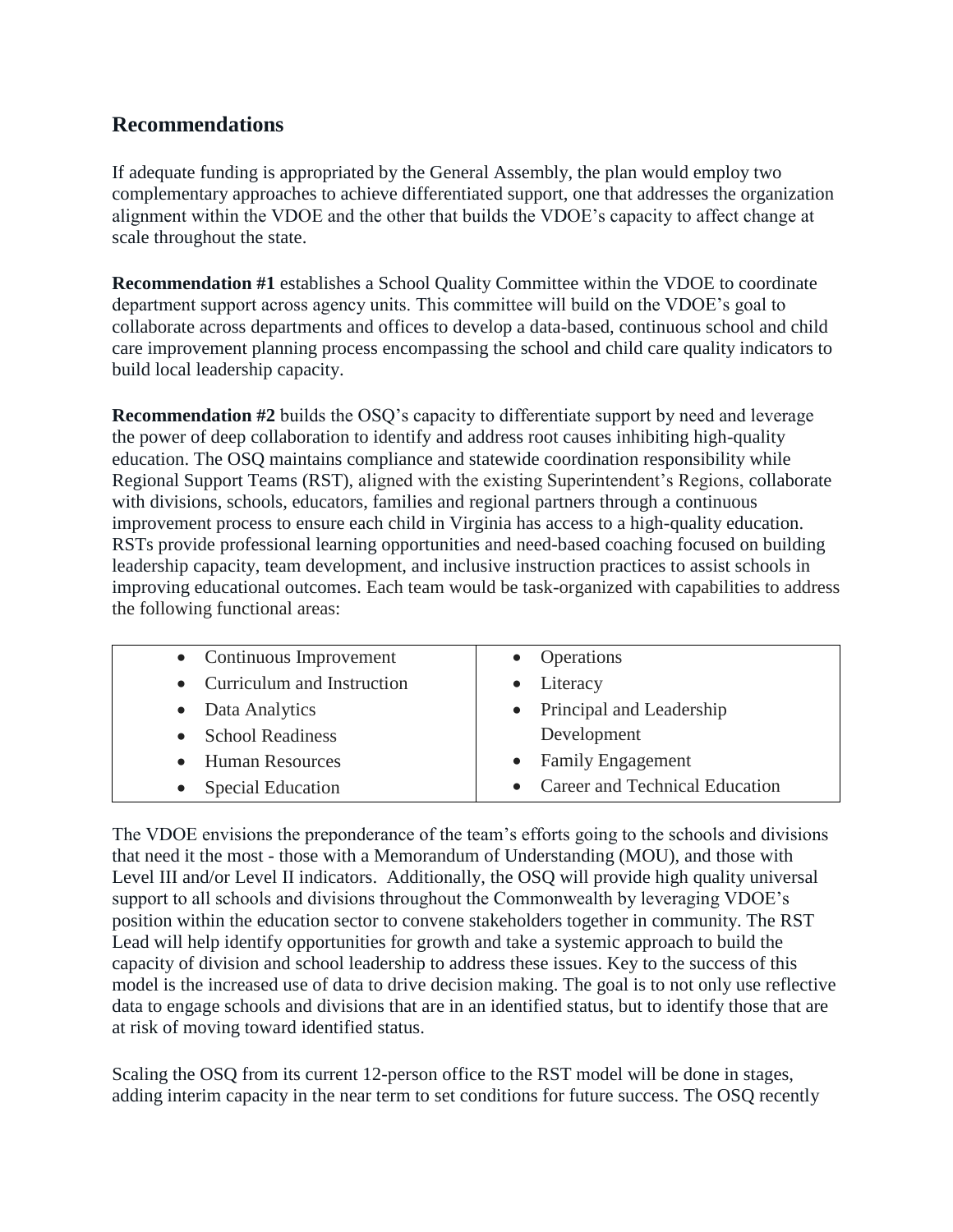## Recommendations

If adequate funding is appropriated by the General Assembly, the plan would employ two complementary approaches to achieve differentiated support, one that addresses the organization alignment within the VDOE and the other that builds the VDOE's capacity to affect change at scale throughout the state.

**Recommendation #1** establishes a School Quality Committee within the VDOE to coordinate department support across agency units. This committee will build on the VDOE's goal to collaborate across departments and offices to develop a data-based, continuous school and child care improvement planning process encompassing the school and child care quality indicators to build local leadership capacity.

**Recommendation #2** builds the OSQ's capacity to differentiate support by need and leverage the power of deep collaboration to identify and address root causes inhibiting high-quality education. The OSQ maintains compliance and statewide coordination responsibility while Regional Support Teams (RST), aligned with the existing Superintendent's Regions, collaborate with divisions, schools, educators, families and regional partners through a continuous improvement process to ensure each child in Virginia has access to a high-quality education. RSTs provide professional learning opportunities and need-based coaching focused on building leadership capacity, team development, and inclusive instruction practices to assist schools in improving educational outcomes. Each team would be task-organized with capabilities to address the following functional areas:

| | |
|---|---|
| • Continuous Improvement<br>• Curriculum and Instruction<br>• Data Analytics<br>• School Readiness<br>• Human Resources<br>• Special Education | • Operations<br>• Literacy<br>• Principal and Leadership Development<br>• Family Engagement<br>• Career and Technical Education |

The VDOE envisions the preponderance of the team's efforts going to the schools and divisions that need it the most - those with a Memorandum of Understanding (MOU), and those with Level III and/or Level II indicators. Additionally, the OSQ will provide high quality universal support to all schools and divisions throughout the Commonwealth by leveraging VDOE's position within the education sector to convene stakeholders together in community. The RST Lead will help identify opportunities for growth and take a systemic approach to build the capacity of division and school leadership to address these issues. Key to the success of this model is the increased use of data to drive decision making. The goal is to not only use reflective data to engage schools and divisions that are in an identified status, but to identify those that are at risk of moving toward identified status.

Scaling the OSQ from its current 12-person office to the RST model will be done in stages, adding interim capacity in the near term to set conditions for future success. The OSQ recently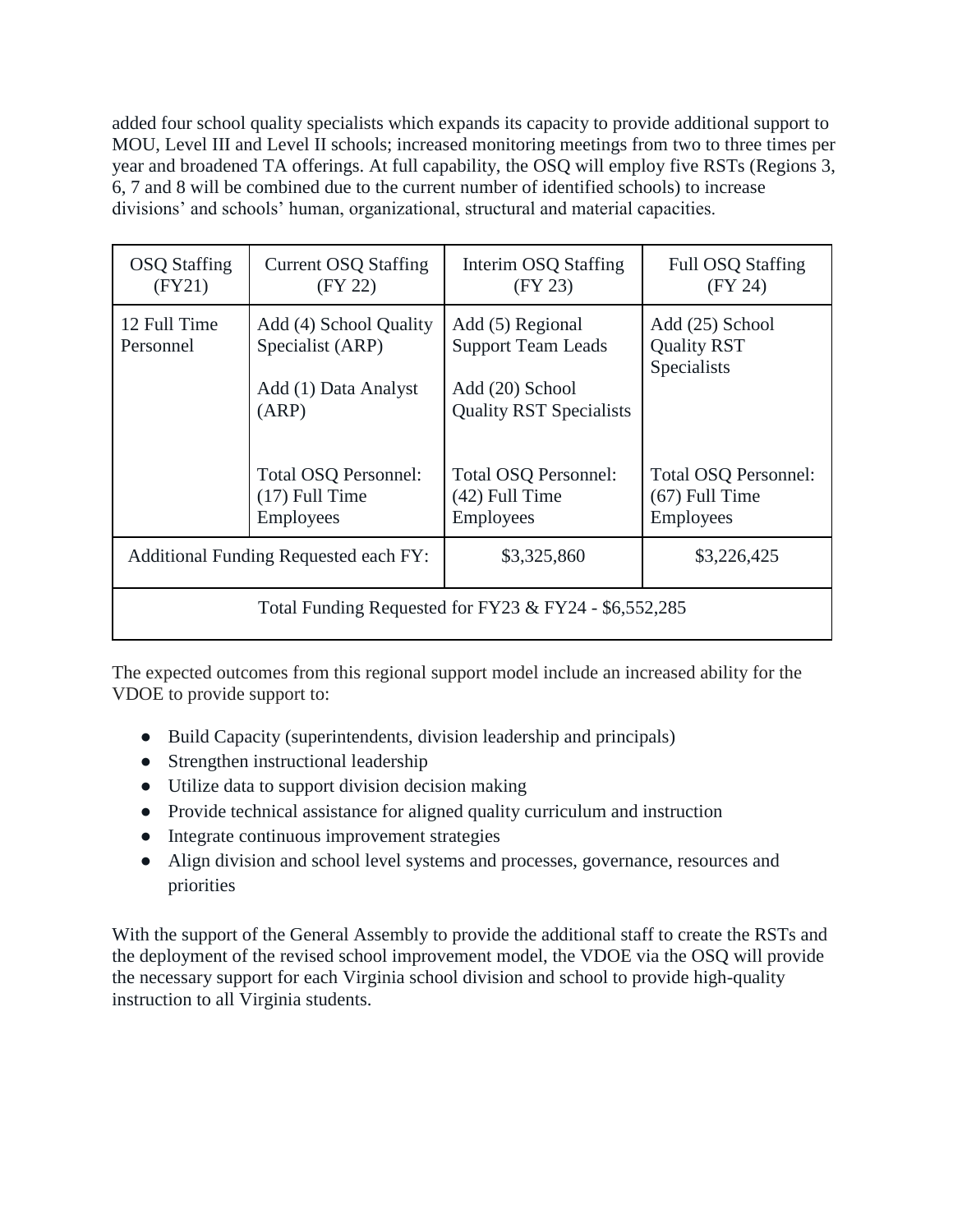added four school quality specialists which expands its capacity to provide additional support to MOU, Level III and Level II schools; increased monitoring meetings from two to three times per year and broadened TA offerings. At full capability, the OSQ will employ five RSTs (Regions 3, 6, 7 and 8 will be combined due to the current number of identified schools) to increase divisions' and schools' human, organizational, structural and material capacities.

| OSQ Staffing (FY21) | Current OSQ Staffing (FY 22) | Interim OSQ Staffing (FY 23) | Full OSQ Staffing (FY 24) |
|---|---|---|---|
| 12 Full Time Personnel | Add (4) School Quality Specialist (ARP)<br><br>Add (1) Data Analyst (ARP)<br><br>Total OSQ Personnel: (17) Full Time Employees | Add (5) Regional Support Team Leads<br><br>Add (20) School Quality RST Specialists<br><br>Total OSQ Personnel: (42) Full Time Employees | Add (25) School Quality RST Specialists<br><br>Total OSQ Personnel: (67) Full Time Employees |
| Additional Funding Requested each FY: | | $3,325,860 | $3,226,425 |
| Total Funding Requested for FY23 & FY24 - $6,552,285 | | | |

The expected outcomes from this regional support model include an increased ability for the VDOE to provide support to:

- Build Capacity (superintendents, division leadership and principals)
- Strengthen instructional leadership
- Utilize data to support division decision making
- Provide technical assistance for aligned quality curriculum and instruction
- Integrate continuous improvement strategies
- Align division and school level systems and processes, governance, resources and priorities

With the support of the General Assembly to provide the additional staff to create the RSTs and the deployment of the revised school improvement model, the VDOE via the OSQ will provide the necessary support for each Virginia school division and school to provide high-quality instruction to all Virginia students.